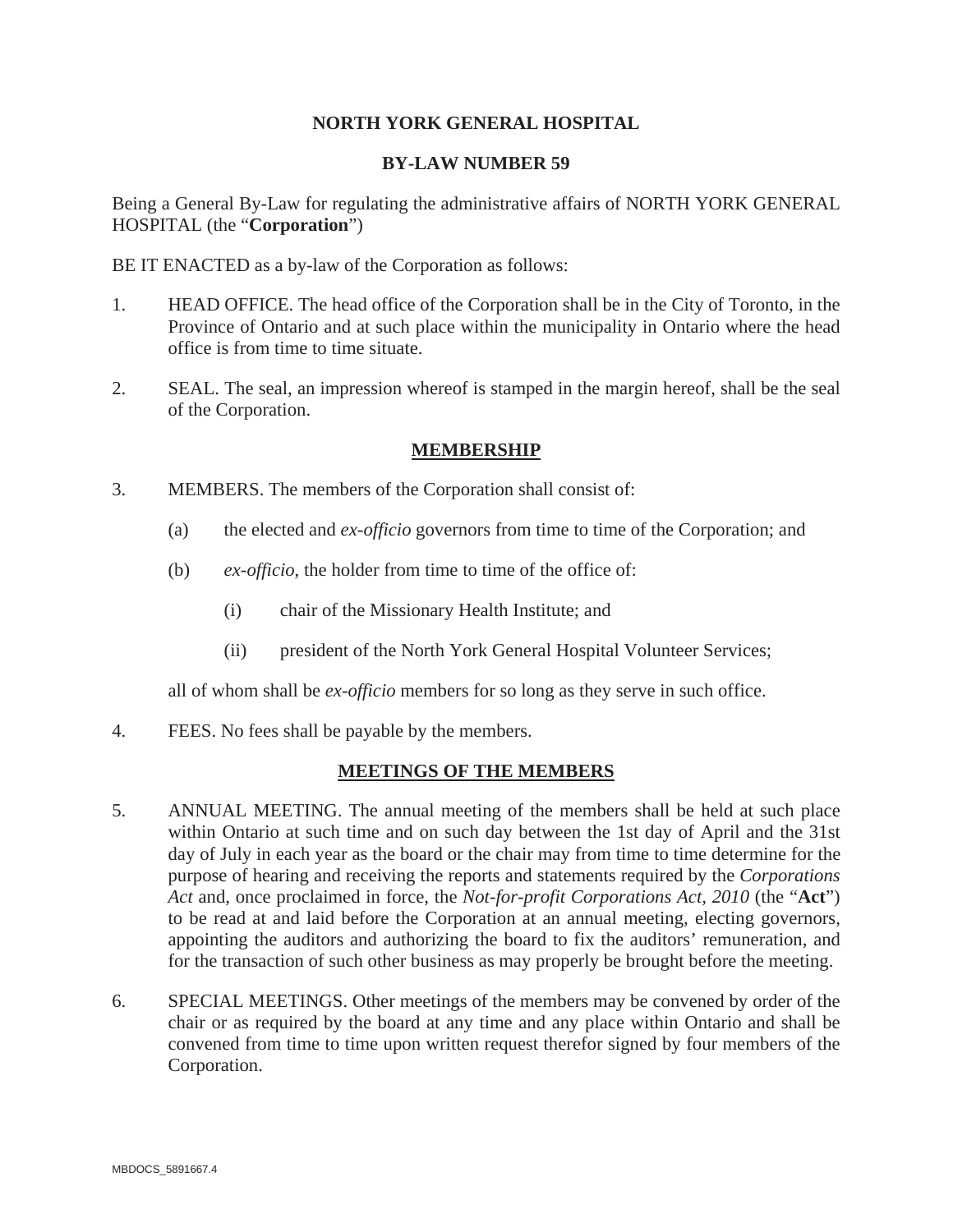# NORTH YORK GENERAL HOSPITAL

## BY-LAW NUMBER 59

Being a General By-Law for regulating the administrative affairs of NORTH YORK GENERAL HOSPITAL (the "**Corporation**")

BE IT ENACTED as a by-law of the Corporation as follows:

1. HEAD OFFICE. The head office of the Corporation shall be in the City of Toronto, in the Province of Ontario and at such place within the municipality in Ontario where the head office is from time to time situate.

2. SEAL. The seal, an impression whereof is stamped in the margin hereof, shall be the seal of the Corporation.

### MEMBERSHIP

3. MEMBERS. The members of the Corporation shall consist of:

   (a) the elected and *ex-officio* governors from time to time of the Corporation; and

   (b) *ex-officio*, the holder from time to time of the office of:

      (i) chair of the Missionary Health Institute; and

      (ii) president of the North York General Hospital Volunteer Services;

   all of whom shall be *ex-officio* members for so long as they serve in such office.

4. FEES. No fees shall be payable by the members.

### MEETINGS OF THE MEMBERS

5. ANNUAL MEETING. The annual meeting of the members shall be held at such place within Ontario at such time and on such day between the 1st day of April and the 31st day of July in each year as the board or the chair may from time to time determine for the purpose of hearing and receiving the reports and statements required by the *Corporations Act* and, once proclaimed in force, the *Not-for-profit Corporations Act, 2010* (the "**Act**") to be read at and laid before the Corporation at an annual meeting, electing governors, appointing the auditors and authorizing the board to fix the auditors' remuneration, and for the transaction of such other business as may properly be brought before the meeting.

6. SPECIAL MEETINGS. Other meetings of the members may be convened by order of the chair or as required by the board at any time and any place within Ontario and shall be convened from time to time upon written request therefor signed by four members of the Corporation.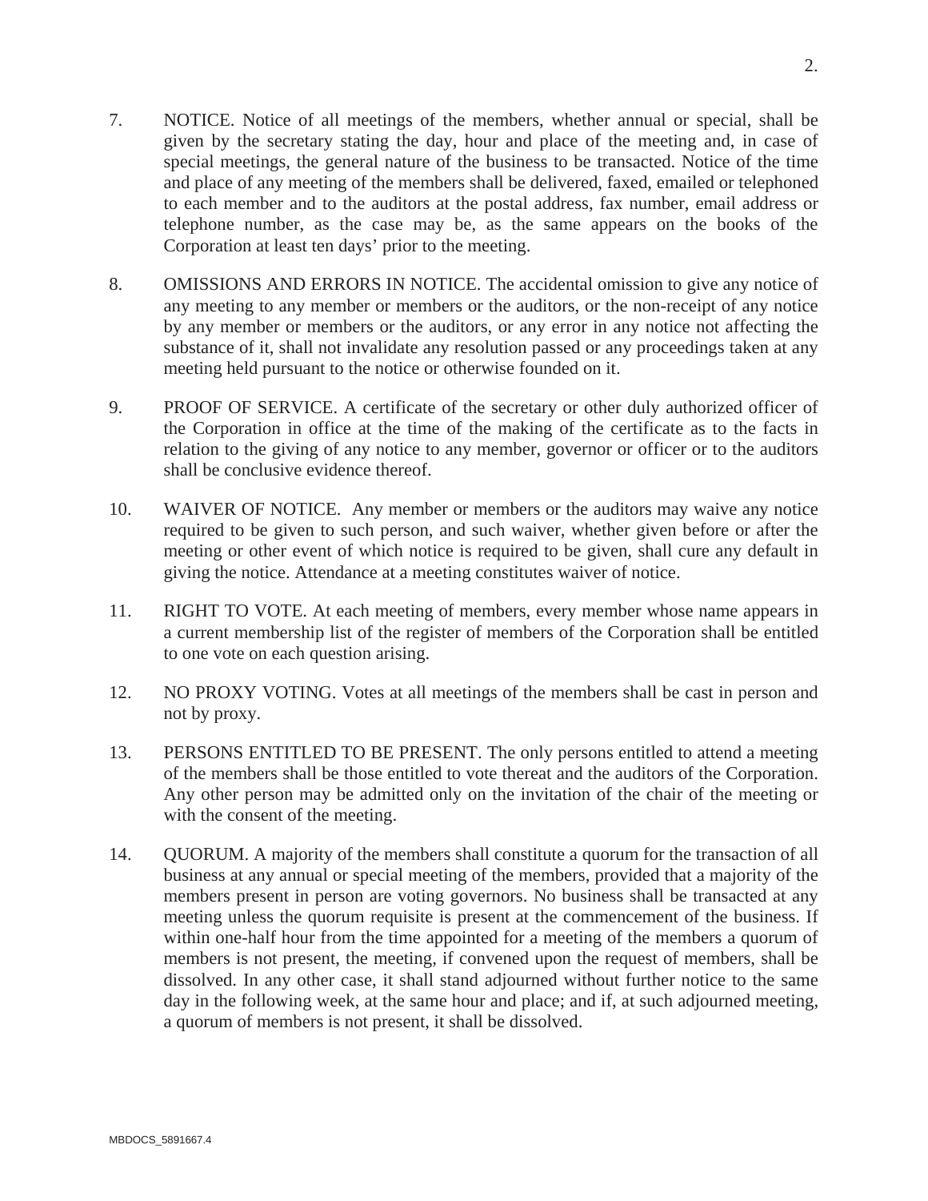7. NOTICE. Notice of all meetings of the members, whether annual or special, shall be given by the secretary stating the day, hour and place of the meeting and, in case of special meetings, the general nature of the business to be transacted. Notice of the time and place of any meeting of the members shall be delivered, faxed, emailed or telephoned to each member and to the auditors at the postal address, fax number, email address or telephone number, as the case may be, as the same appears on the books of the Corporation at least ten days' prior to the meeting.

8. OMISSIONS AND ERRORS IN NOTICE. The accidental omission to give any notice of any meeting to any member or members or the auditors, or the non-receipt of any notice by any member or members or the auditors, or any error in any notice not affecting the substance of it, shall not invalidate any resolution passed or any proceedings taken at any meeting held pursuant to the notice or otherwise founded on it.

9. PROOF OF SERVICE. A certificate of the secretary or other duly authorized officer of the Corporation in office at the time of the making of the certificate as to the facts in relation to the giving of any notice to any member, governor or officer or to the auditors shall be conclusive evidence thereof.

10. WAIVER OF NOTICE. Any member or members or the auditors may waive any notice required to be given to such person, and such waiver, whether given before or after the meeting or other event of which notice is required to be given, shall cure any default in giving the notice. Attendance at a meeting constitutes waiver of notice.

11. RIGHT TO VOTE. At each meeting of members, every member whose name appears in a current membership list of the register of members of the Corporation shall be entitled to one vote on each question arising.

12. NO PROXY VOTING. Votes at all meetings of the members shall be cast in person and not by proxy.

13. PERSONS ENTITLED TO BE PRESENT. The only persons entitled to attend a meeting of the members shall be those entitled to vote thereat and the auditors of the Corporation. Any other person may be admitted only on the invitation of the chair of the meeting or with the consent of the meeting.

14. QUORUM. A majority of the members shall constitute a quorum for the transaction of all business at any annual or special meeting of the members, provided that a majority of the members present in person are voting governors. No business shall be transacted at any meeting unless the quorum requisite is present at the commencement of the business. If within one-half hour from the time appointed for a meeting of the members a quorum of members is not present, the meeting, if convened upon the request of members, shall be dissolved. In any other case, it shall stand adjourned without further notice to the same day in the following week, at the same hour and place; and if, at such adjourned meeting, a quorum of members is not present, it shall be dissolved.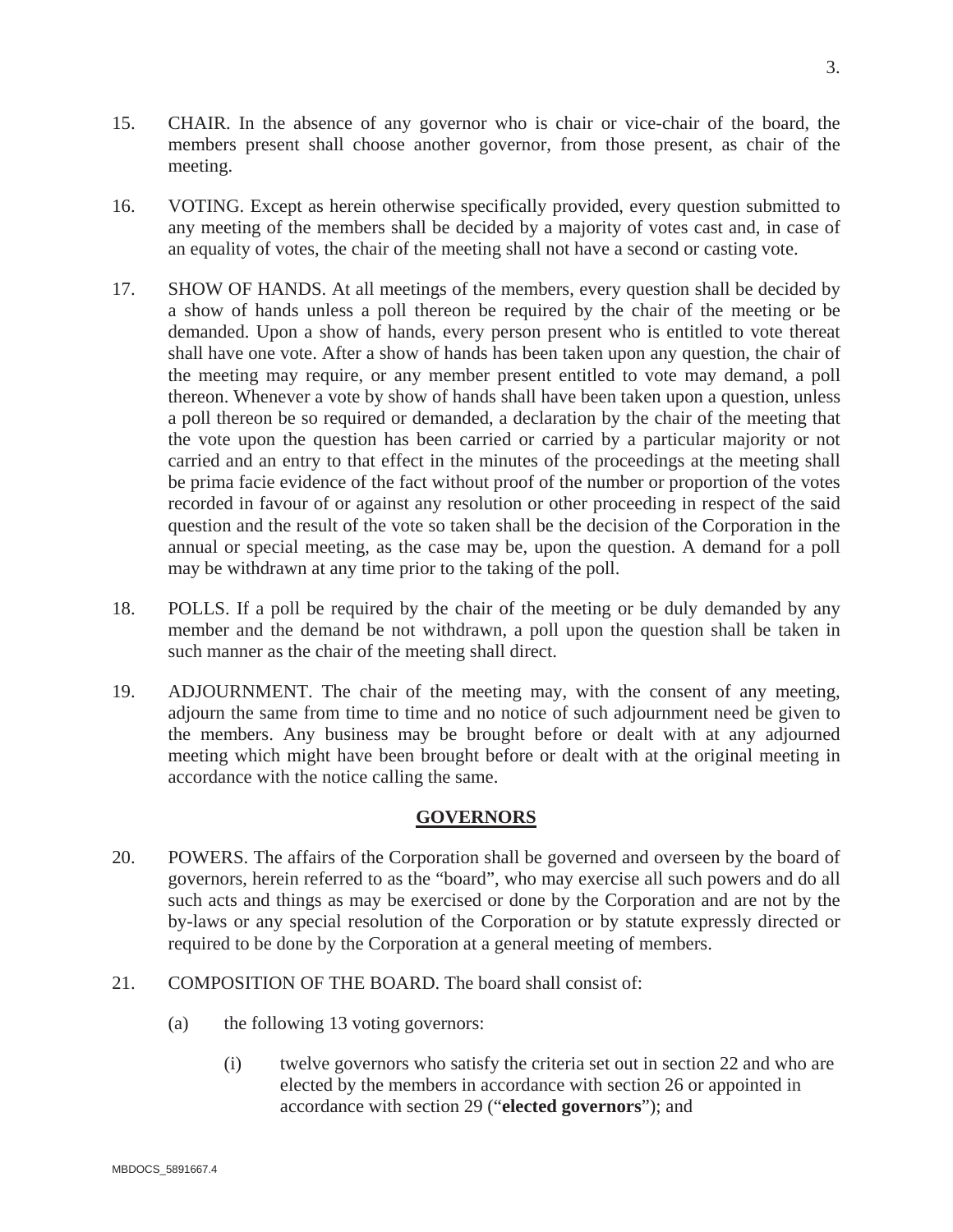15. CHAIR. In the absence of any governor who is chair or vice-chair of the board, the members present shall choose another governor, from those present, as chair of the meeting.

16. VOTING. Except as herein otherwise specifically provided, every question submitted to any meeting of the members shall be decided by a majority of votes cast and, in case of an equality of votes, the chair of the meeting shall not have a second or casting vote.

17. SHOW OF HANDS. At all meetings of the members, every question shall be decided by a show of hands unless a poll thereon be required by the chair of the meeting or be demanded. Upon a show of hands, every person present who is entitled to vote thereat shall have one vote. After a show of hands has been taken upon any question, the chair of the meeting may require, or any member present entitled to vote may demand, a poll thereon. Whenever a vote by show of hands shall have been taken upon a question, unless a poll thereon be so required or demanded, a declaration by the chair of the meeting that the vote upon the question has been carried or carried by a particular majority or not carried and an entry to that effect in the minutes of the proceedings at the meeting shall be prima facie evidence of the fact without proof of the number or proportion of the votes recorded in favour of or against any resolution or other proceeding in respect of the said question and the result of the vote so taken shall be the decision of the Corporation in the annual or special meeting, as the case may be, upon the question. A demand for a poll may be withdrawn at any time prior to the taking of the poll.

18. POLLS. If a poll be required by the chair of the meeting or be duly demanded by any member and the demand be not withdrawn, a poll upon the question shall be taken in such manner as the chair of the meeting shall direct.

19. ADJOURNMENT. The chair of the meeting may, with the consent of any meeting, adjourn the same from time to time and no notice of such adjournment need be given to the members. Any business may be brought before or dealt with at any adjourned meeting which might have been brought before or dealt with at the original meeting in accordance with the notice calling the same.

## GOVERNORS

20. POWERS. The affairs of the Corporation shall be governed and overseen by the board of governors, herein referred to as the "board", who may exercise all such powers and do all such acts and things as may be exercised or done by the Corporation and are not by the by-laws or any special resolution of the Corporation or by statute expressly directed or required to be done by the Corporation at a general meeting of members.

21. COMPOSITION OF THE BOARD. The board shall consist of:

    (a) the following 13 voting governors:

        (i) twelve governors who satisfy the criteria set out in section 22 and who are elected by the members in accordance with section 26 or appointed in accordance with section 29 ("**elected governors**"); and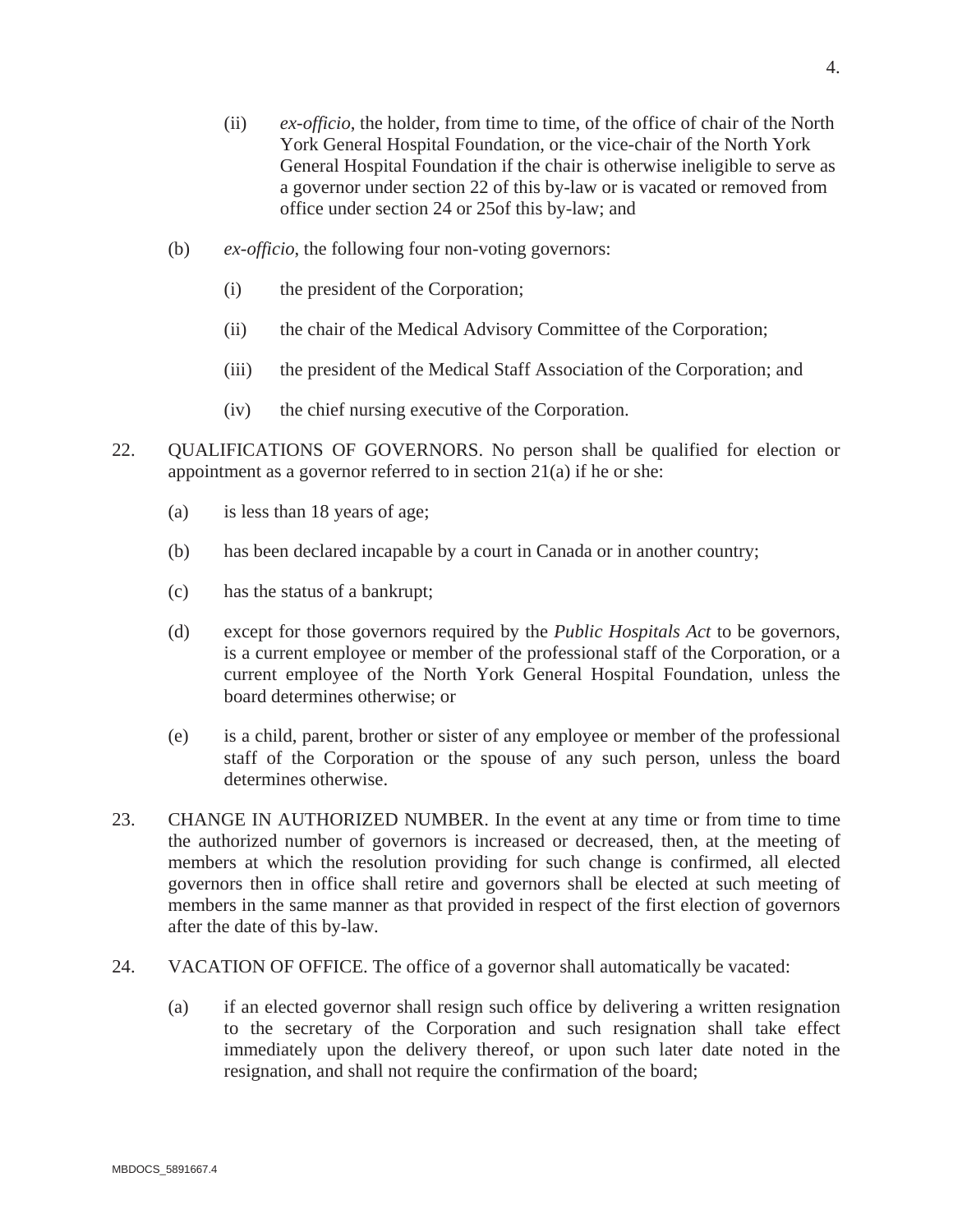(ii) *ex-officio*, the holder, from time to time, of the office of chair of the North York General Hospital Foundation, or the vice-chair of the North York General Hospital Foundation if the chair is otherwise ineligible to serve as a governor under section 22 of this by-law or is vacated or removed from office under section 24 or 25of this by-law; and

(b) *ex-officio*, the following four non-voting governors:

(i) the president of the Corporation;

(ii) the chair of the Medical Advisory Committee of the Corporation;

(iii) the president of the Medical Staff Association of the Corporation; and

(iv) the chief nursing executive of the Corporation.

22. QUALIFICATIONS OF GOVERNORS. No person shall be qualified for election or appointment as a governor referred to in section 21(a) if he or she:

(a) is less than 18 years of age;

(b) has been declared incapable by a court in Canada or in another country;

(c) has the status of a bankrupt;

(d) except for those governors required by the *Public Hospitals Act* to be governors, is a current employee or member of the professional staff of the Corporation, or a current employee of the North York General Hospital Foundation, unless the board determines otherwise; or

(e) is a child, parent, brother or sister of any employee or member of the professional staff of the Corporation or the spouse of any such person, unless the board determines otherwise.

23. CHANGE IN AUTHORIZED NUMBER. In the event at any time or from time to time the authorized number of governors is increased or decreased, then, at the meeting of members at which the resolution providing for such change is confirmed, all elected governors then in office shall retire and governors shall be elected at such meeting of members in the same manner as that provided in respect of the first election of governors after the date of this by-law.

24. VACATION OF OFFICE. The office of a governor shall automatically be vacated:

(a) if an elected governor shall resign such office by delivering a written resignation to the secretary of the Corporation and such resignation shall take effect immediately upon the delivery thereof, or upon such later date noted in the resignation, and shall not require the confirmation of the board;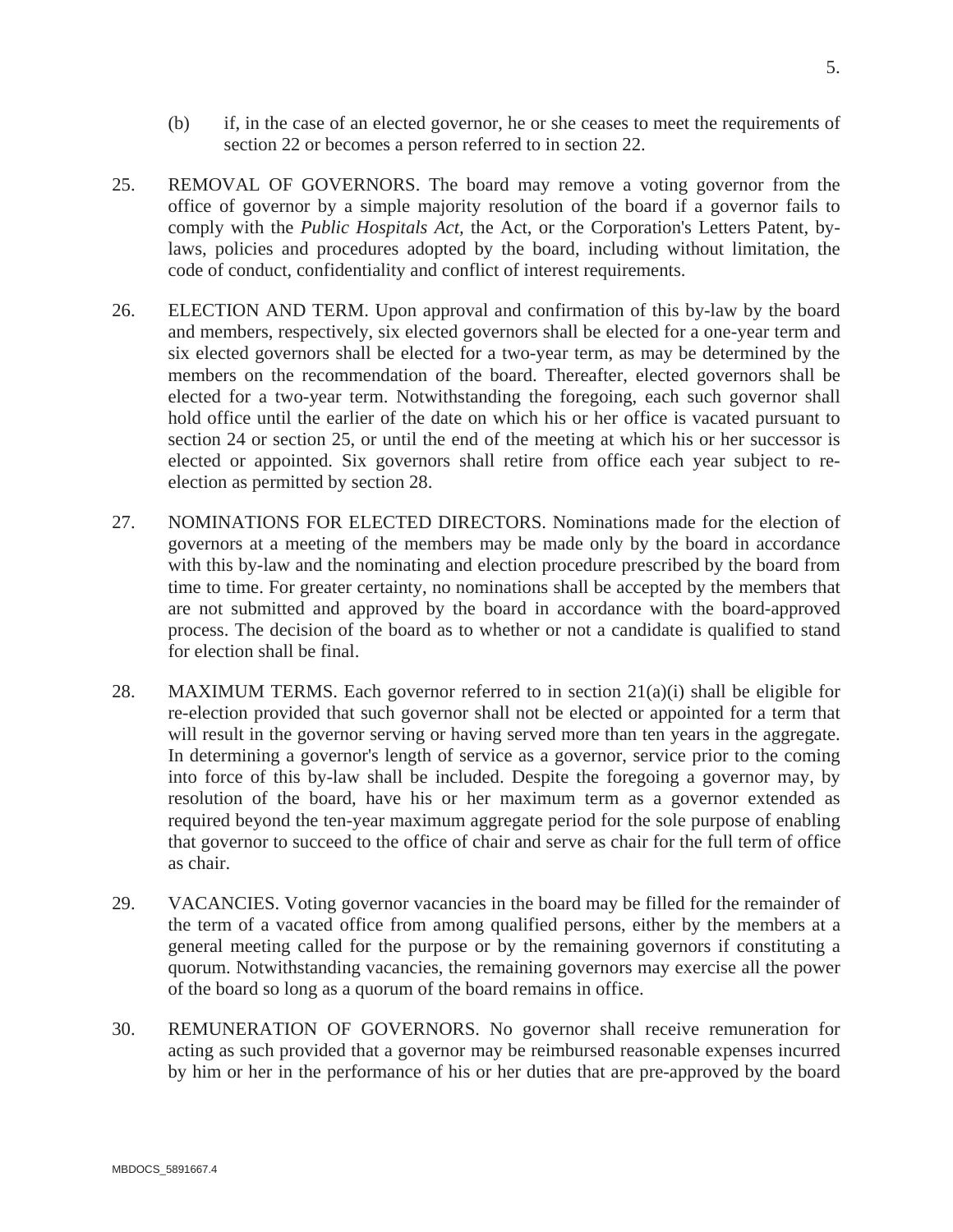(b) if, in the case of an elected governor, he or she ceases to meet the requirements of section 22 or becomes a person referred to in section 22.

25. REMOVAL OF GOVERNORS. The board may remove a voting governor from the office of governor by a simple majority resolution of the board if a governor fails to comply with the *Public Hospitals Act,* the Act, or the Corporation's Letters Patent, by-laws, policies and procedures adopted by the board, including without limitation, the code of conduct, confidentiality and conflict of interest requirements.

26. ELECTION AND TERM. Upon approval and confirmation of this by-law by the board and members, respectively, six elected governors shall be elected for a one-year term and six elected governors shall be elected for a two-year term, as may be determined by the members on the recommendation of the board. Thereafter, elected governors shall be elected for a two-year term. Notwithstanding the foregoing, each such governor shall hold office until the earlier of the date on which his or her office is vacated pursuant to section 24 or section 25, or until the end of the meeting at which his or her successor is elected or appointed. Six governors shall retire from office each year subject to re-election as permitted by section 28.

27. NOMINATIONS FOR ELECTED DIRECTORS. Nominations made for the election of governors at a meeting of the members may be made only by the board in accordance with this by-law and the nominating and election procedure prescribed by the board from time to time. For greater certainty, no nominations shall be accepted by the members that are not submitted and approved by the board in accordance with the board-approved process. The decision of the board as to whether or not a candidate is qualified to stand for election shall be final.

28. MAXIMUM TERMS. Each governor referred to in section 21(a)(i) shall be eligible for re-election provided that such governor shall not be elected or appointed for a term that will result in the governor serving or having served more than ten years in the aggregate. In determining a governor's length of service as a governor, service prior to the coming into force of this by-law shall be included. Despite the foregoing a governor may, by resolution of the board, have his or her maximum term as a governor extended as required beyond the ten-year maximum aggregate period for the sole purpose of enabling that governor to succeed to the office of chair and serve as chair for the full term of office as chair.

29. VACANCIES. Voting governor vacancies in the board may be filled for the remainder of the term of a vacated office from among qualified persons, either by the members at a general meeting called for the purpose or by the remaining governors if constituting a quorum. Notwithstanding vacancies, the remaining governors may exercise all the power of the board so long as a quorum of the board remains in office.

30. REMUNERATION OF GOVERNORS. No governor shall receive remuneration for acting as such provided that a governor may be reimbursed reasonable expenses incurred by him or her in the performance of his or her duties that are pre-approved by the board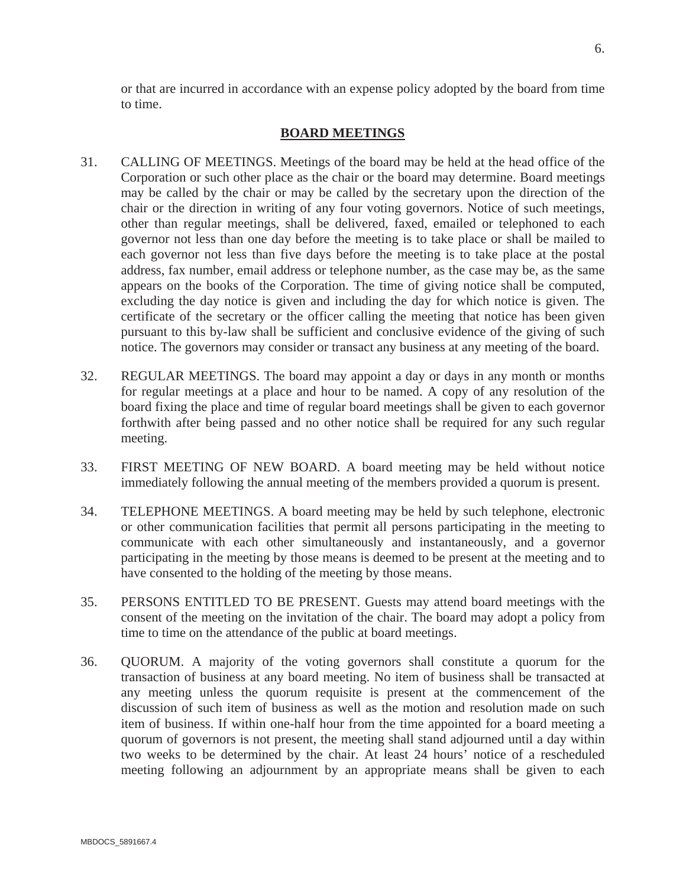or that are incurred in accordance with an expense policy adopted by the board from time to time.

## BOARD MEETINGS

31. CALLING OF MEETINGS. Meetings of the board may be held at the head office of the Corporation or such other place as the chair or the board may determine. Board meetings may be called by the chair or may be called by the secretary upon the direction of the chair or the direction in writing of any four voting governors. Notice of such meetings, other than regular meetings, shall be delivered, faxed, emailed or telephoned to each governor not less than one day before the meeting is to take place or shall be mailed to each governor not less than five days before the meeting is to take place at the postal address, fax number, email address or telephone number, as the case may be, as the same appears on the books of the Corporation. The time of giving notice shall be computed, excluding the day notice is given and including the day for which notice is given. The certificate of the secretary or the officer calling the meeting that notice has been given pursuant to this by-law shall be sufficient and conclusive evidence of the giving of such notice. The governors may consider or transact any business at any meeting of the board.

32. REGULAR MEETINGS. The board may appoint a day or days in any month or months for regular meetings at a place and hour to be named. A copy of any resolution of the board fixing the place and time of regular board meetings shall be given to each governor forthwith after being passed and no other notice shall be required for any such regular meeting.

33. FIRST MEETING OF NEW BOARD. A board meeting may be held without notice immediately following the annual meeting of the members provided a quorum is present.

34. TELEPHONE MEETINGS. A board meeting may be held by such telephone, electronic or other communication facilities that permit all persons participating in the meeting to communicate with each other simultaneously and instantaneously, and a governor participating in the meeting by those means is deemed to be present at the meeting and to have consented to the holding of the meeting by those means.

35. PERSONS ENTITLED TO BE PRESENT. Guests may attend board meetings with the consent of the meeting on the invitation of the chair. The board may adopt a policy from time to time on the attendance of the public at board meetings.

36. QUORUM. A majority of the voting governors shall constitute a quorum for the transaction of business at any board meeting. No item of business shall be transacted at any meeting unless the quorum requisite is present at the commencement of the discussion of such item of business as well as the motion and resolution made on such item of business. If within one-half hour from the time appointed for a board meeting a quorum of governors is not present, the meeting shall stand adjourned until a day within two weeks to be determined by the chair. At least 24 hours' notice of a rescheduled meeting following an adjournment by an appropriate means shall be given to each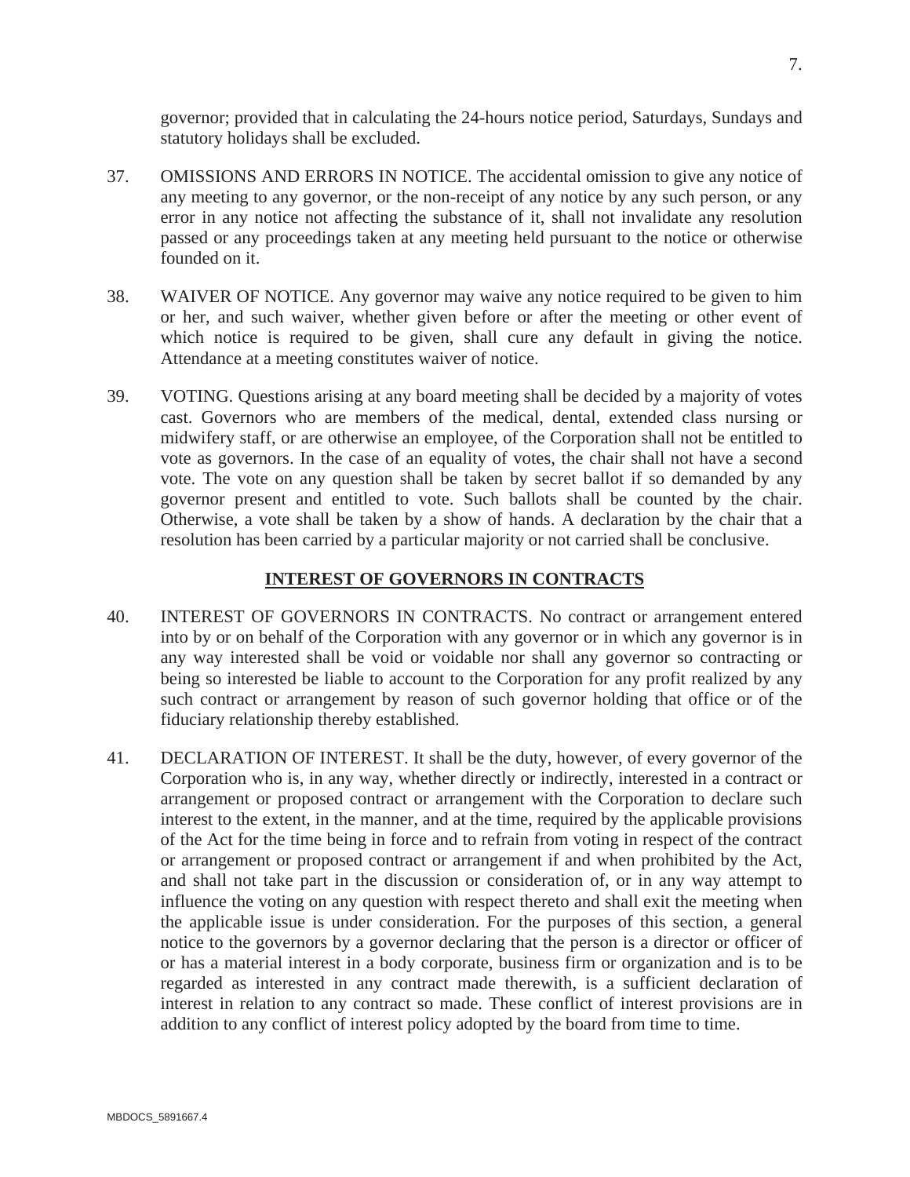governor; provided that in calculating the 24-hours notice period, Saturdays, Sundays and statutory holidays shall be excluded.

37. OMISSIONS AND ERRORS IN NOTICE. The accidental omission to give any notice of any meeting to any governor, or the non-receipt of any notice by any such person, or any error in any notice not affecting the substance of it, shall not invalidate any resolution passed or any proceedings taken at any meeting held pursuant to the notice or otherwise founded on it.

38. WAIVER OF NOTICE. Any governor may waive any notice required to be given to him or her, and such waiver, whether given before or after the meeting or other event of which notice is required to be given, shall cure any default in giving the notice. Attendance at a meeting constitutes waiver of notice.

39. VOTING. Questions arising at any board meeting shall be decided by a majority of votes cast. Governors who are members of the medical, dental, extended class nursing or midwifery staff, or are otherwise an employee, of the Corporation shall not be entitled to vote as governors. In the case of an equality of votes, the chair shall not have a second vote. The vote on any question shall be taken by secret ballot if so demanded by any governor present and entitled to vote. Such ballots shall be counted by the chair. Otherwise, a vote shall be taken by a show of hands. A declaration by the chair that a resolution has been carried by a particular majority or not carried shall be conclusive.

## INTEREST OF GOVERNORS IN CONTRACTS

40. INTEREST OF GOVERNORS IN CONTRACTS. No contract or arrangement entered into by or on behalf of the Corporation with any governor or in which any governor is in any way interested shall be void or voidable nor shall any governor so contracting or being so interested be liable to account to the Corporation for any profit realized by any such contract or arrangement by reason of such governor holding that office or of the fiduciary relationship thereby established.

41. DECLARATION OF INTEREST. It shall be the duty, however, of every governor of the Corporation who is, in any way, whether directly or indirectly, interested in a contract or arrangement or proposed contract or arrangement with the Corporation to declare such interest to the extent, in the manner, and at the time, required by the applicable provisions of the Act for the time being in force and to refrain from voting in respect of the contract or arrangement or proposed contract or arrangement if and when prohibited by the Act, and shall not take part in the discussion or consideration of, or in any way attempt to influence the voting on any question with respect thereto and shall exit the meeting when the applicable issue is under consideration. For the purposes of this section, a general notice to the governors by a governor declaring that the person is a director or officer of or has a material interest in a body corporate, business firm or organization and is to be regarded as interested in any contract made therewith, is a sufficient declaration of interest in relation to any contract so made. These conflict of interest provisions are in addition to any conflict of interest policy adopted by the board from time to time.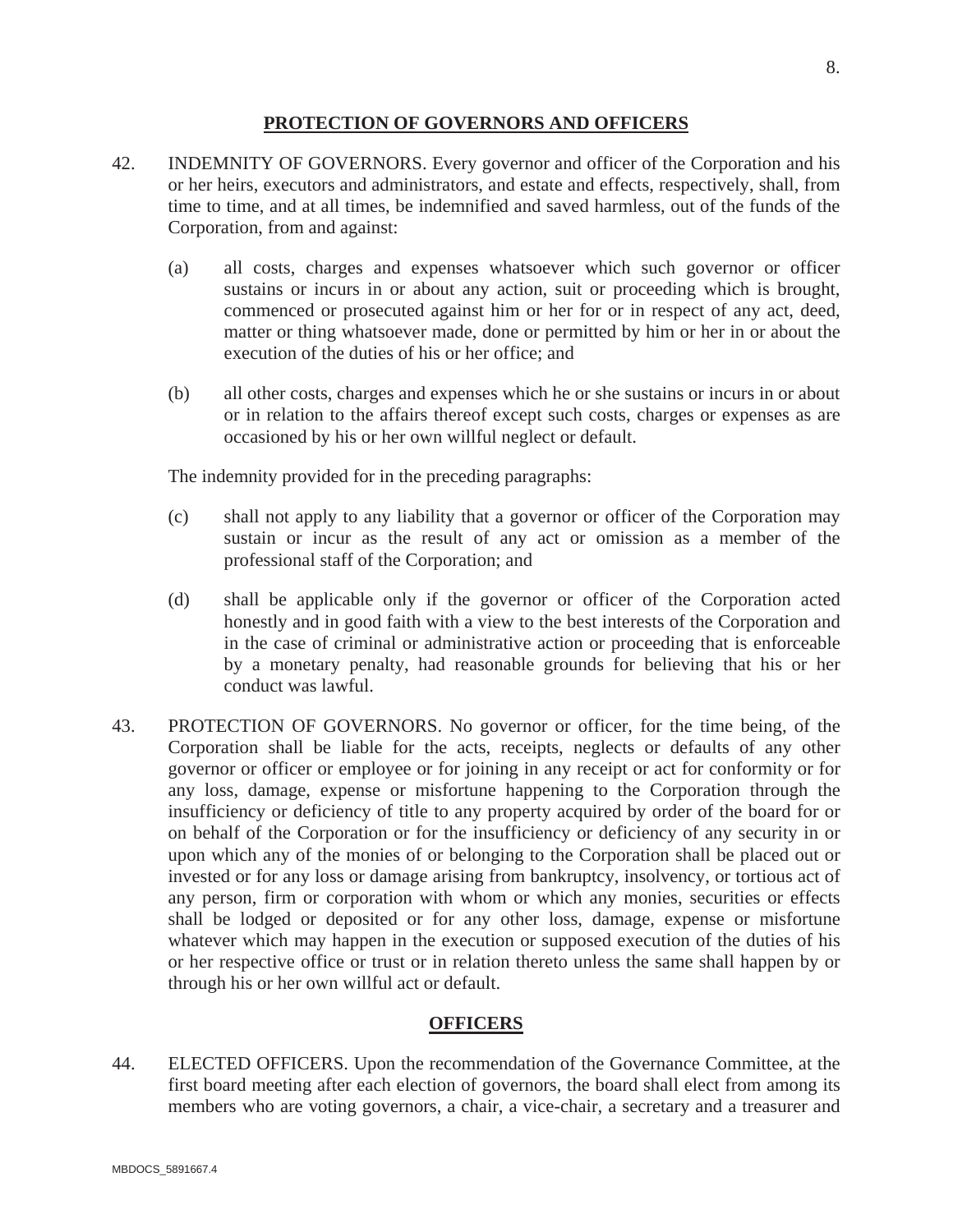## PROTECTION OF GOVERNORS AND OFFICERS

42. INDEMNITY OF GOVERNORS. Every governor and officer of the Corporation and his or her heirs, executors and administrators, and estate and effects, respectively, shall, from time to time, and at all times, be indemnified and saved harmless, out of the funds of the Corporation, from and against:

    (a) all costs, charges and expenses whatsoever which such governor or officer sustains or incurs in or about any action, suit or proceeding which is brought, commenced or prosecuted against him or her for or in respect of any act, deed, matter or thing whatsoever made, done or permitted by him or her in or about the execution of the duties of his or her office; and

    (b) all other costs, charges and expenses which he or she sustains or incurs in or about or in relation to the affairs thereof except such costs, charges or expenses as are occasioned by his or her own willful neglect or default.

    The indemnity provided for in the preceding paragraphs:

    (c) shall not apply to any liability that a governor or officer of the Corporation may sustain or incur as the result of any act or omission as a member of the professional staff of the Corporation; and

    (d) shall be applicable only if the governor or officer of the Corporation acted honestly and in good faith with a view to the best interests of the Corporation and in the case of criminal or administrative action or proceeding that is enforceable by a monetary penalty, had reasonable grounds for believing that his or her conduct was lawful.

43. PROTECTION OF GOVERNORS. No governor or officer, for the time being, of the Corporation shall be liable for the acts, receipts, neglects or defaults of any other governor or officer or employee or for joining in any receipt or act for conformity or for any loss, damage, expense or misfortune happening to the Corporation through the insufficiency or deficiency of title to any property acquired by order of the board for or on behalf of the Corporation or for the insufficiency or deficiency of any security in or upon which any of the monies of or belonging to the Corporation shall be placed out or invested or for any loss or damage arising from bankruptcy, insolvency, or tortious act of any person, firm or corporation with whom or which any monies, securities or effects shall be lodged or deposited or for any other loss, damage, expense or misfortune whatever which may happen in the execution or supposed execution of the duties of his or her respective office or trust or in relation thereto unless the same shall happen by or through his or her own willful act or default.

## OFFICERS

44. ELECTED OFFICERS. Upon the recommendation of the Governance Committee, at the first board meeting after each election of governors, the board shall elect from among its members who are voting governors, a chair, a vice-chair, a secretary and a treasurer and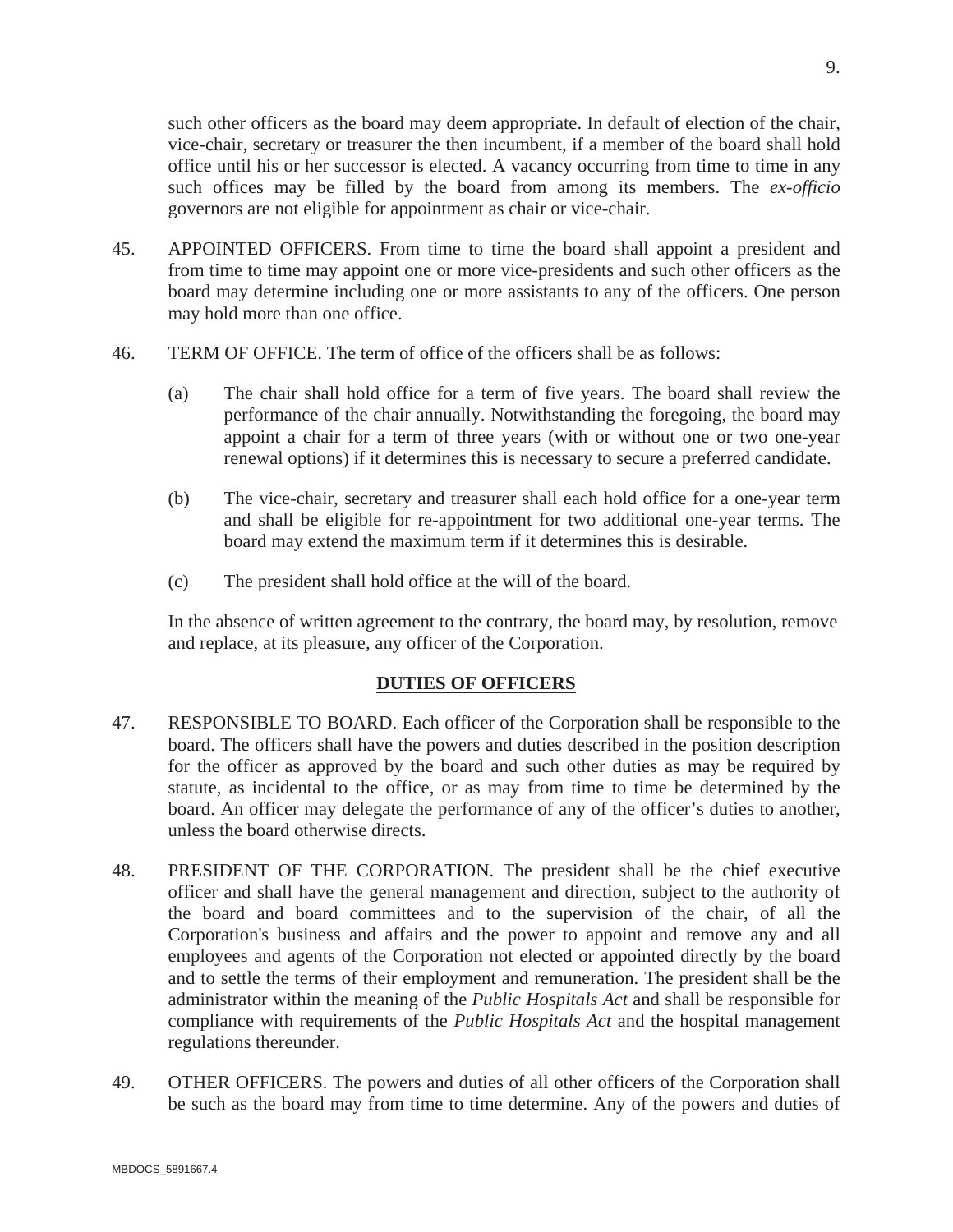such other officers as the board may deem appropriate. In default of election of the chair, vice-chair, secretary or treasurer the then incumbent, if a member of the board shall hold office until his or her successor is elected. A vacancy occurring from time to time in any such offices may be filled by the board from among its members. The *ex-officio* governors are not eligible for appointment as chair or vice-chair.

45. APPOINTED OFFICERS. From time to time the board shall appoint a president and from time to time may appoint one or more vice-presidents and such other officers as the board may determine including one or more assistants to any of the officers. One person may hold more than one office.

46. TERM OF OFFICE. The term of office of the officers shall be as follows:

    (a) The chair shall hold office for a term of five years. The board shall review the performance of the chair annually. Notwithstanding the foregoing, the board may appoint a chair for a term of three years (with or without one or two one-year renewal options) if it determines this is necessary to secure a preferred candidate.

    (b) The vice-chair, secretary and treasurer shall each hold office for a one-year term and shall be eligible for re-appointment for two additional one-year terms. The board may extend the maximum term if it determines this is desirable.

    (c) The president shall hold office at the will of the board.

    In the absence of written agreement to the contrary, the board may, by resolution, remove and replace, at its pleasure, any officer of the Corporation.

## DUTIES OF OFFICERS

47. RESPONSIBLE TO BOARD. Each officer of the Corporation shall be responsible to the board. The officers shall have the powers and duties described in the position description for the officer as approved by the board and such other duties as may be required by statute, as incidental to the office, or as may from time to time be determined by the board. An officer may delegate the performance of any of the officer's duties to another, unless the board otherwise directs.

48. PRESIDENT OF THE CORPORATION. The president shall be the chief executive officer and shall have the general management and direction, subject to the authority of the board and board committees and to the supervision of the chair, of all the Corporation's business and affairs and the power to appoint and remove any and all employees and agents of the Corporation not elected or appointed directly by the board and to settle the terms of their employment and remuneration. The president shall be the administrator within the meaning of the *Public Hospitals Act* and shall be responsible for compliance with requirements of the *Public Hospitals Act* and the hospital management regulations thereunder.

49. OTHER OFFICERS. The powers and duties of all other officers of the Corporation shall be such as the board may from time to time determine. Any of the powers and duties of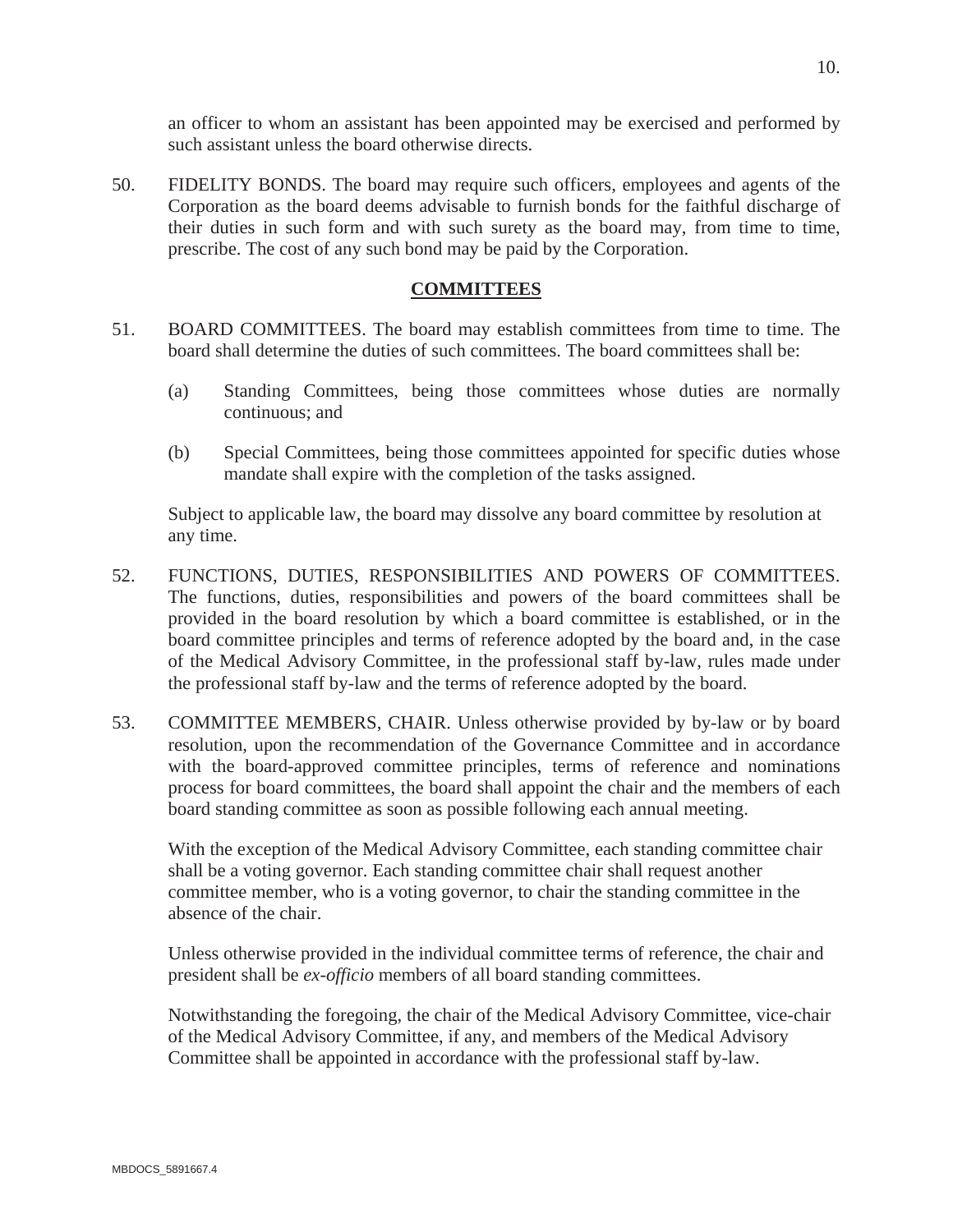an officer to whom an assistant has been appointed may be exercised and performed by such assistant unless the board otherwise directs.

50. FIDELITY BONDS. The board may require such officers, employees and agents of the Corporation as the board deems advisable to furnish bonds for the faithful discharge of their duties in such form and with such surety as the board may, from time to time, prescribe. The cost of any such bond may be paid by the Corporation.

## COMMITTEES

51. BOARD COMMITTEES. The board may establish committees from time to time. The board shall determine the duties of such committees. The board committees shall be:

    (a) Standing Committees, being those committees whose duties are normally continuous; and

    (b) Special Committees, being those committees appointed for specific duties whose mandate shall expire with the completion of the tasks assigned.

    Subject to applicable law, the board may dissolve any board committee by resolution at any time.

52. FUNCTIONS, DUTIES, RESPONSIBILITIES AND POWERS OF COMMITTEES. The functions, duties, responsibilities and powers of the board committees shall be provided in the board resolution by which a board committee is established, or in the board committee principles and terms of reference adopted by the board and, in the case of the Medical Advisory Committee, in the professional staff by-law, rules made under the professional staff by-law and the terms of reference adopted by the board.

53. COMMITTEE MEMBERS, CHAIR. Unless otherwise provided by by-law or by board resolution, upon the recommendation of the Governance Committee and in accordance with the board-approved committee principles, terms of reference and nominations process for board committees, the board shall appoint the chair and the members of each board standing committee as soon as possible following each annual meeting.

    With the exception of the Medical Advisory Committee, each standing committee chair shall be a voting governor. Each standing committee chair shall request another committee member, who is a voting governor, to chair the standing committee in the absence of the chair.

    Unless otherwise provided in the individual committee terms of reference, the chair and president shall be *ex-officio* members of all board standing committees.

    Notwithstanding the foregoing, the chair of the Medical Advisory Committee, vice-chair of the Medical Advisory Committee, if any, and members of the Medical Advisory Committee shall be appointed in accordance with the professional staff by-law.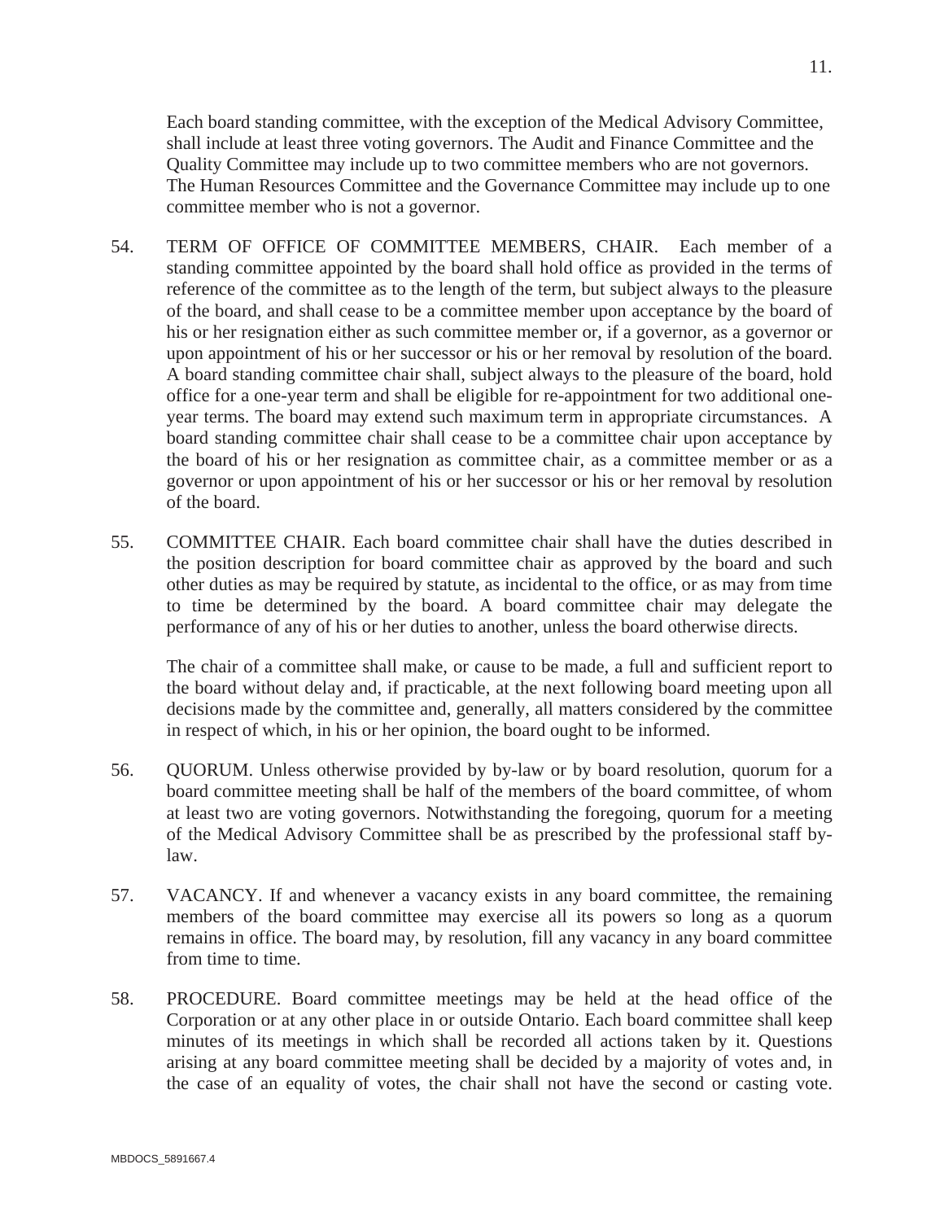Each board standing committee, with the exception of the Medical Advisory Committee, shall include at least three voting governors. The Audit and Finance Committee and the Quality Committee may include up to two committee members who are not governors. The Human Resources Committee and the Governance Committee may include up to one committee member who is not a governor.

54. TERM OF OFFICE OF COMMITTEE MEMBERS, CHAIR. Each member of a standing committee appointed by the board shall hold office as provided in the terms of reference of the committee as to the length of the term, but subject always to the pleasure of the board, and shall cease to be a committee member upon acceptance by the board of his or her resignation either as such committee member or, if a governor, as a governor or upon appointment of his or her successor or his or her removal by resolution of the board. A board standing committee chair shall, subject always to the pleasure of the board, hold office for a one-year term and shall be eligible for re-appointment for two additional one-year terms. The board may extend such maximum term in appropriate circumstances. A board standing committee chair shall cease to be a committee chair upon acceptance by the board of his or her resignation as committee chair, as a committee member or as a governor or upon appointment of his or her successor or his or her removal by resolution of the board.

55. COMMITTEE CHAIR. Each board committee chair shall have the duties described in the position description for board committee chair as approved by the board and such other duties as may be required by statute, as incidental to the office, or as may from time to time be determined by the board. A board committee chair may delegate the performance of any of his or her duties to another, unless the board otherwise directs.

    The chair of a committee shall make, or cause to be made, a full and sufficient report to the board without delay and, if practicable, at the next following board meeting upon all decisions made by the committee and, generally, all matters considered by the committee in respect of which, in his or her opinion, the board ought to be informed.

56. QUORUM. Unless otherwise provided by by-law or by board resolution, quorum for a board committee meeting shall be half of the members of the board committee, of whom at least two are voting governors. Notwithstanding the foregoing, quorum for a meeting of the Medical Advisory Committee shall be as prescribed by the professional staff by-law.

57. VACANCY. If and whenever a vacancy exists in any board committee, the remaining members of the board committee may exercise all its powers so long as a quorum remains in office. The board may, by resolution, fill any vacancy in any board committee from time to time.

58. PROCEDURE. Board committee meetings may be held at the head office of the Corporation or at any other place in or outside Ontario. Each board committee shall keep minutes of its meetings in which shall be recorded all actions taken by it. Questions arising at any board committee meeting shall be decided by a majority of votes and, in the case of an equality of votes, the chair shall not have the second or casting vote.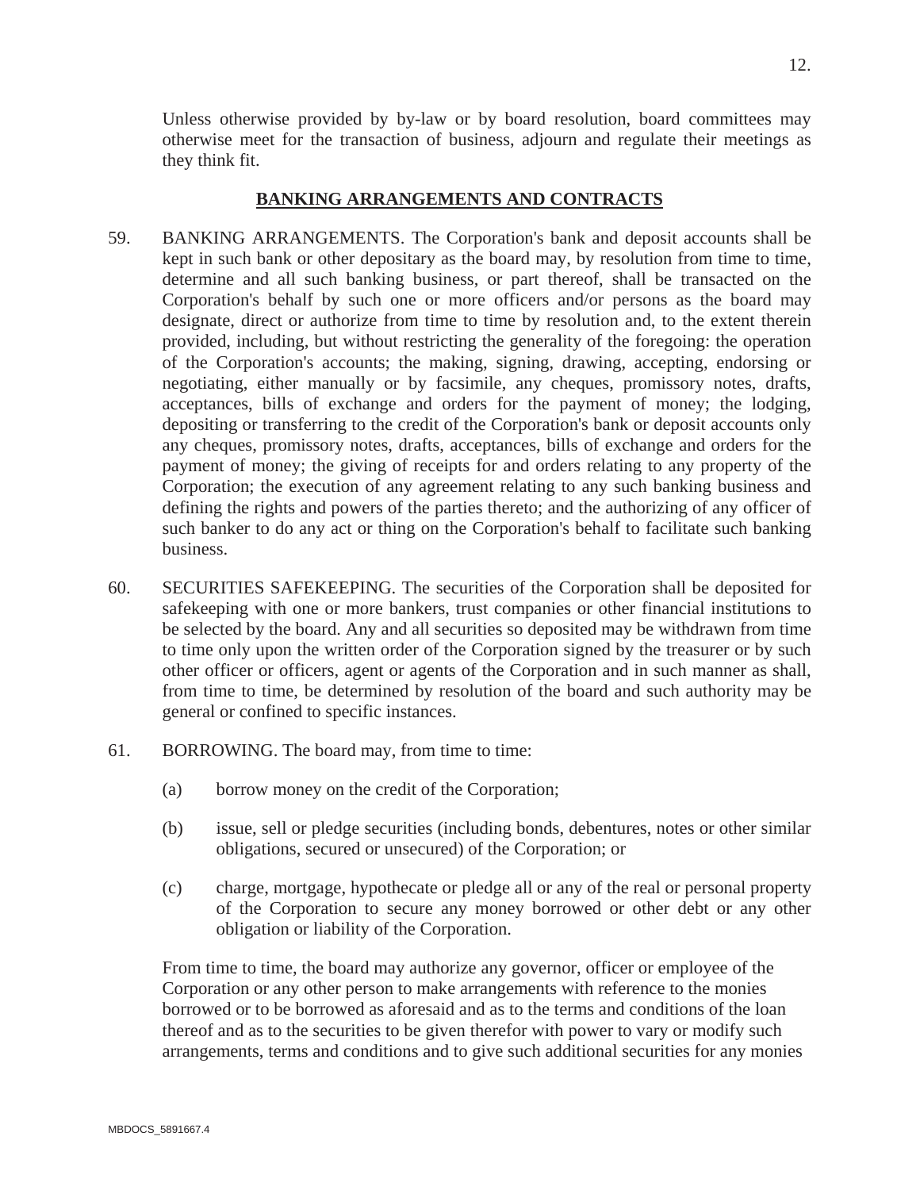Unless otherwise provided by by-law or by board resolution, board committees may otherwise meet for the transaction of business, adjourn and regulate their meetings as they think fit.

## BANKING ARRANGEMENTS AND CONTRACTS

59. BANKING ARRANGEMENTS. The Corporation's bank and deposit accounts shall be kept in such bank or other depositary as the board may, by resolution from time to time, determine and all such banking business, or part thereof, shall be transacted on the Corporation's behalf by such one or more officers and/or persons as the board may designate, direct or authorize from time to time by resolution and, to the extent therein provided, including, but without restricting the generality of the foregoing: the operation of the Corporation's accounts; the making, signing, drawing, accepting, endorsing or negotiating, either manually or by facsimile, any cheques, promissory notes, drafts, acceptances, bills of exchange and orders for the payment of money; the lodging, depositing or transferring to the credit of the Corporation's bank or deposit accounts only any cheques, promissory notes, drafts, acceptances, bills of exchange and orders for the payment of money; the giving of receipts for and orders relating to any property of the Corporation; the execution of any agreement relating to any such banking business and defining the rights and powers of the parties thereto; and the authorizing of any officer of such banker to do any act or thing on the Corporation's behalf to facilitate such banking business.

60. SECURITIES SAFEKEEPING. The securities of the Corporation shall be deposited for safekeeping with one or more bankers, trust companies or other financial institutions to be selected by the board. Any and all securities so deposited may be withdrawn from time to time only upon the written order of the Corporation signed by the treasurer or by such other officer or officers, agent or agents of the Corporation and in such manner as shall, from time to time, be determined by resolution of the board and such authority may be general or confined to specific instances.

61. BORROWING. The board may, from time to time:

   (a) borrow money on the credit of the Corporation;

   (b) issue, sell or pledge securities (including bonds, debentures, notes or other similar obligations, secured or unsecured) of the Corporation; or

   (c) charge, mortgage, hypothecate or pledge all or any of the real or personal property of the Corporation to secure any money borrowed or other debt or any other obligation or liability of the Corporation.

From time to time, the board may authorize any governor, officer or employee of the Corporation or any other person to make arrangements with reference to the monies borrowed or to be borrowed as aforesaid and as to the terms and conditions of the loan thereof and as to the securities to be given therefor with power to vary or modify such arrangements, terms and conditions and to give such additional securities for any monies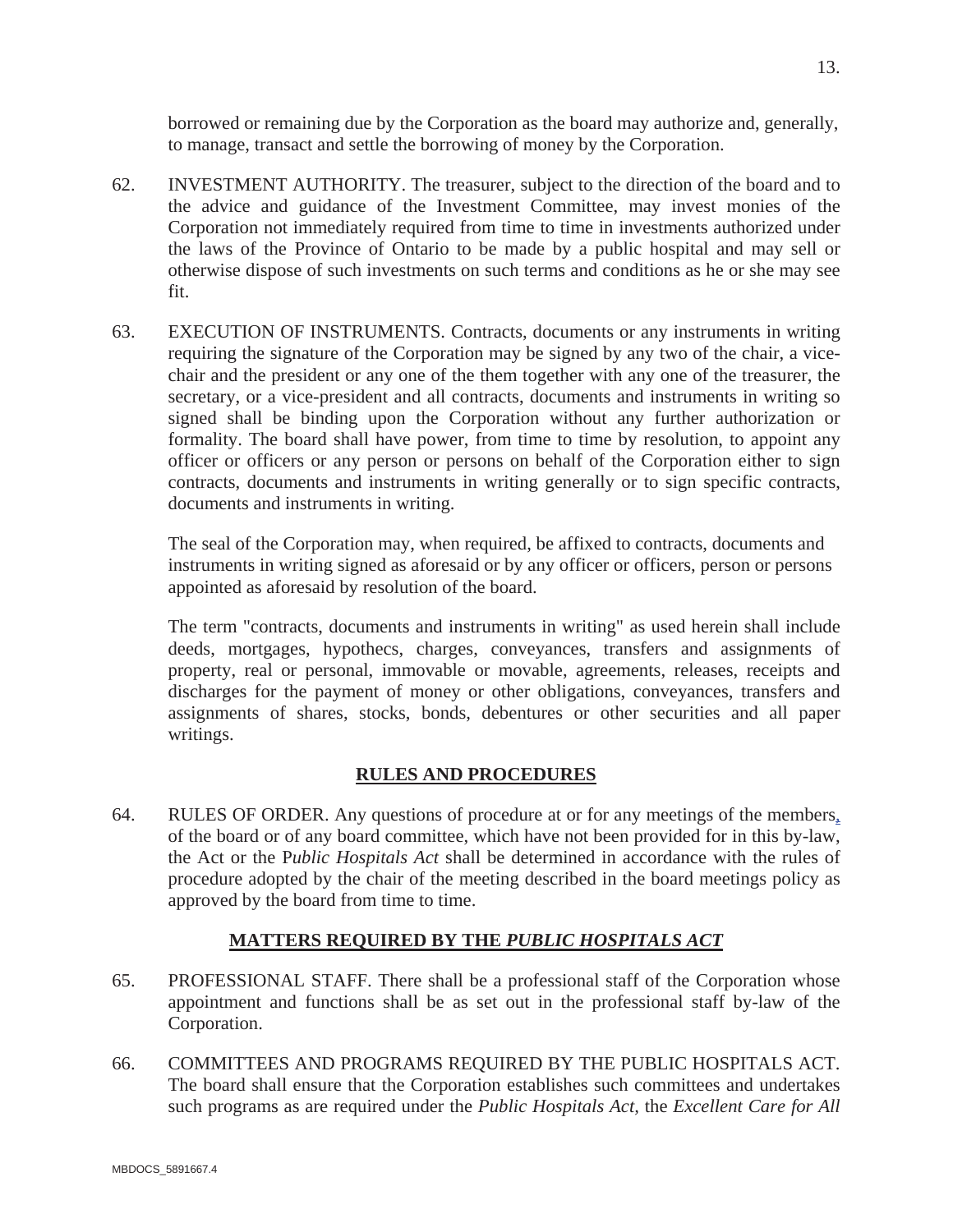borrowed or remaining due by the Corporation as the board may authorize and, generally, to manage, transact and settle the borrowing of money by the Corporation.

62. INVESTMENT AUTHORITY. The treasurer, subject to the direction of the board and to the advice and guidance of the Investment Committee, may invest monies of the Corporation not immediately required from time to time in investments authorized under the laws of the Province of Ontario to be made by a public hospital and may sell or otherwise dispose of such investments on such terms and conditions as he or she may see fit.

63. EXECUTION OF INSTRUMENTS. Contracts, documents or any instruments in writing requiring the signature of the Corporation may be signed by any two of the chair, a vice-chair and the president or any one of the them together with any one of the treasurer, the secretary, or a vice-president and all contracts, documents and instruments in writing so signed shall be binding upon the Corporation without any further authorization or formality. The board shall have power, from time to time by resolution, to appoint any officer or officers or any person or persons on behalf of the Corporation either to sign contracts, documents and instruments in writing generally or to sign specific contracts, documents and instruments in writing.

   The seal of the Corporation may, when required, be affixed to contracts, documents and instruments in writing signed as aforesaid or by any officer or officers, person or persons appointed as aforesaid by resolution of the board.

   The term "contracts, documents and instruments in writing" as used herein shall include deeds, mortgages, hypothecs, charges, conveyances, transfers and assignments of property, real or personal, immovable or movable, agreements, releases, receipts and discharges for the payment of money or other obligations, conveyances, transfers and assignments of shares, stocks, bonds, debentures or other securities and all paper writings.

## RULES AND PROCEDURES

64. RULES OF ORDER. Any questions of procedure at or for any meetings of the members, of the board or of any board committee, which have not been provided for in this by-law, the Act or the P*ublic Hospitals Act* shall be determined in accordance with the rules of procedure adopted by the chair of the meeting described in the board meetings policy as approved by the board from time to time.

## MATTERS REQUIRED BY THE *PUBLIC HOSPITALS ACT*

65. PROFESSIONAL STAFF. There shall be a professional staff of the Corporation whose appointment and functions shall be as set out in the professional staff by-law of the Corporation.

66. COMMITTEES AND PROGRAMS REQUIRED BY THE PUBLIC HOSPITALS ACT. The board shall ensure that the Corporation establishes such committees and undertakes such programs as are required under the *Public Hospitals Act*, the *Excellent Care for All*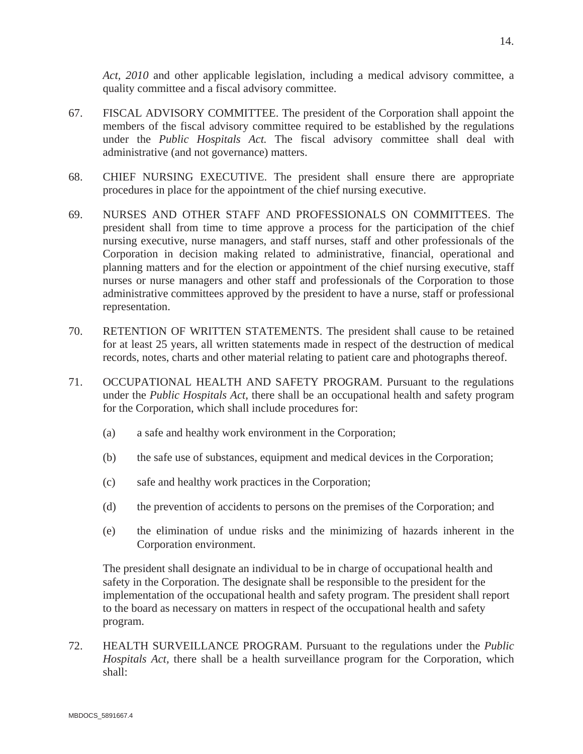*Act, 2010* and other applicable legislation, including a medical advisory committee, a quality committee and a fiscal advisory committee.

67. FISCAL ADVISORY COMMITTEE. The president of the Corporation shall appoint the members of the fiscal advisory committee required to be established by the regulations under the *Public Hospitals Act.* The fiscal advisory committee shall deal with administrative (and not governance) matters.

68. CHIEF NURSING EXECUTIVE. The president shall ensure there are appropriate procedures in place for the appointment of the chief nursing executive.

69. NURSES AND OTHER STAFF AND PROFESSIONALS ON COMMITTEES. The president shall from time to time approve a process for the participation of the chief nursing executive, nurse managers, and staff nurses, staff and other professionals of the Corporation in decision making related to administrative, financial, operational and planning matters and for the election or appointment of the chief nursing executive, staff nurses or nurse managers and other staff and professionals of the Corporation to those administrative committees approved by the president to have a nurse, staff or professional representation.

70. RETENTION OF WRITTEN STATEMENTS. The president shall cause to be retained for at least 25 years, all written statements made in respect of the destruction of medical records, notes, charts and other material relating to patient care and photographs thereof.

71. OCCUPATIONAL HEALTH AND SAFETY PROGRAM. Pursuant to the regulations under the *Public Hospitals Act,* there shall be an occupational health and safety program for the Corporation, which shall include procedures for:

    (a) a safe and healthy work environment in the Corporation;

    (b) the safe use of substances, equipment and medical devices in the Corporation;

    (c) safe and healthy work practices in the Corporation;

    (d) the prevention of accidents to persons on the premises of the Corporation; and

    (e) the elimination of undue risks and the minimizing of hazards inherent in the Corporation environment.

    The president shall designate an individual to be in charge of occupational health and safety in the Corporation. The designate shall be responsible to the president for the implementation of the occupational health and safety program. The president shall report to the board as necessary on matters in respect of the occupational health and safety program.

72. HEALTH SURVEILLANCE PROGRAM. Pursuant to the regulations under the *Public Hospitals Act,* there shall be a health surveillance program for the Corporation, which shall: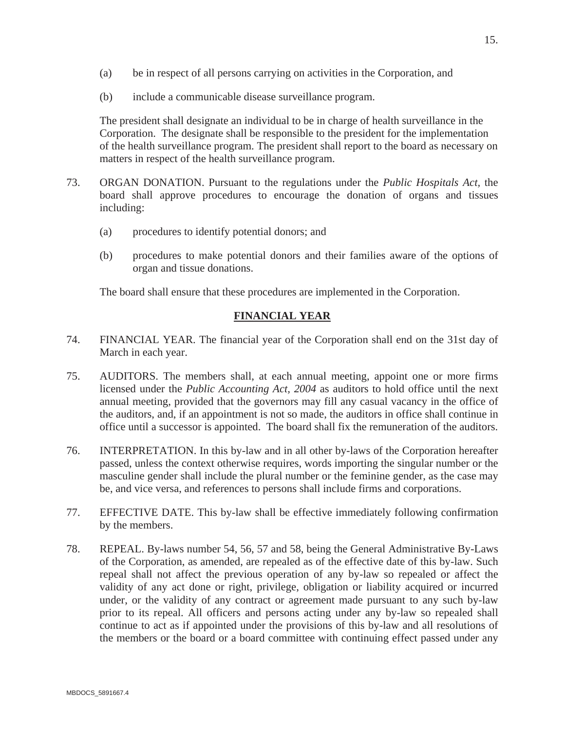(a) be in respect of all persons carrying on activities in the Corporation, and

(b) include a communicable disease surveillance program.

The president shall designate an individual to be in charge of health surveillance in the Corporation. The designate shall be responsible to the president for the implementation of the health surveillance program. The president shall report to the board as necessary on matters in respect of the health surveillance program.

73. ORGAN DONATION. Pursuant to the regulations under the *Public Hospitals Act*, the board shall approve procedures to encourage the donation of organs and tissues including:

(a) procedures to identify potential donors; and

(b) procedures to make potential donors and their families aware of the options of organ and tissue donations.

The board shall ensure that these procedures are implemented in the Corporation.

## FINANCIAL YEAR

74. FINANCIAL YEAR. The financial year of the Corporation shall end on the 31st day of March in each year.

75. AUDITORS. The members shall, at each annual meeting, appoint one or more firms licensed under the *Public Accounting Act, 2004* as auditors to hold office until the next annual meeting, provided that the governors may fill any casual vacancy in the office of the auditors, and, if an appointment is not so made, the auditors in office shall continue in office until a successor is appointed. The board shall fix the remuneration of the auditors.

76. INTERPRETATION. In this by-law and in all other by-laws of the Corporation hereafter passed, unless the context otherwise requires, words importing the singular number or the masculine gender shall include the plural number or the feminine gender, as the case may be, and vice versa, and references to persons shall include firms and corporations.

77. EFFECTIVE DATE. This by-law shall be effective immediately following confirmation by the members.

78. REPEAL. By-laws number 54, 56, 57 and 58, being the General Administrative By-Laws of the Corporation, as amended, are repealed as of the effective date of this by-law. Such repeal shall not affect the previous operation of any by-law so repealed or affect the validity of any act done or right, privilege, obligation or liability acquired or incurred under, or the validity of any contract or agreement made pursuant to any such by-law prior to its repeal. All officers and persons acting under any by-law so repealed shall continue to act as if appointed under the provisions of this by-law and all resolutions of the members or the board or a board committee with continuing effect passed under any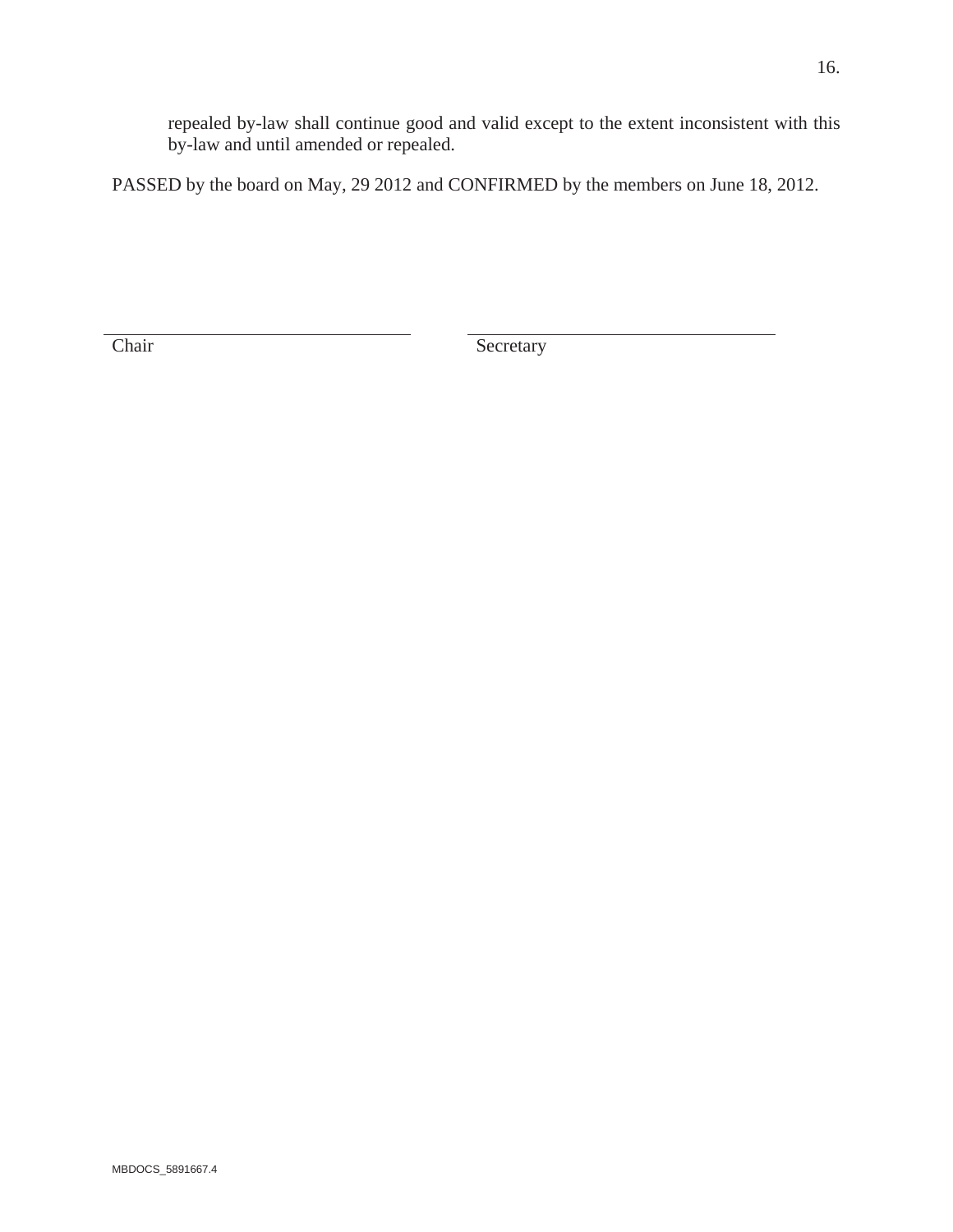repealed by-law shall continue good and valid except to the extent inconsistent with this by-law and until amended or repealed.

PASSED by the board on May, 29 2012 and CONFIRMED by the members on June 18, 2012.

\_\_\_\_\_\_\_\_\_\_\_\_\_\_\_\_\_\_\_\_\_\_\_\_\_\_\_\_\_\_ Chair

\_\_\_\_\_\_\_\_\_\_\_\_\_\_\_\_\_\_\_\_\_\_\_\_\_\_\_\_\_\_ Secretary

MBDOCS_5891667.4